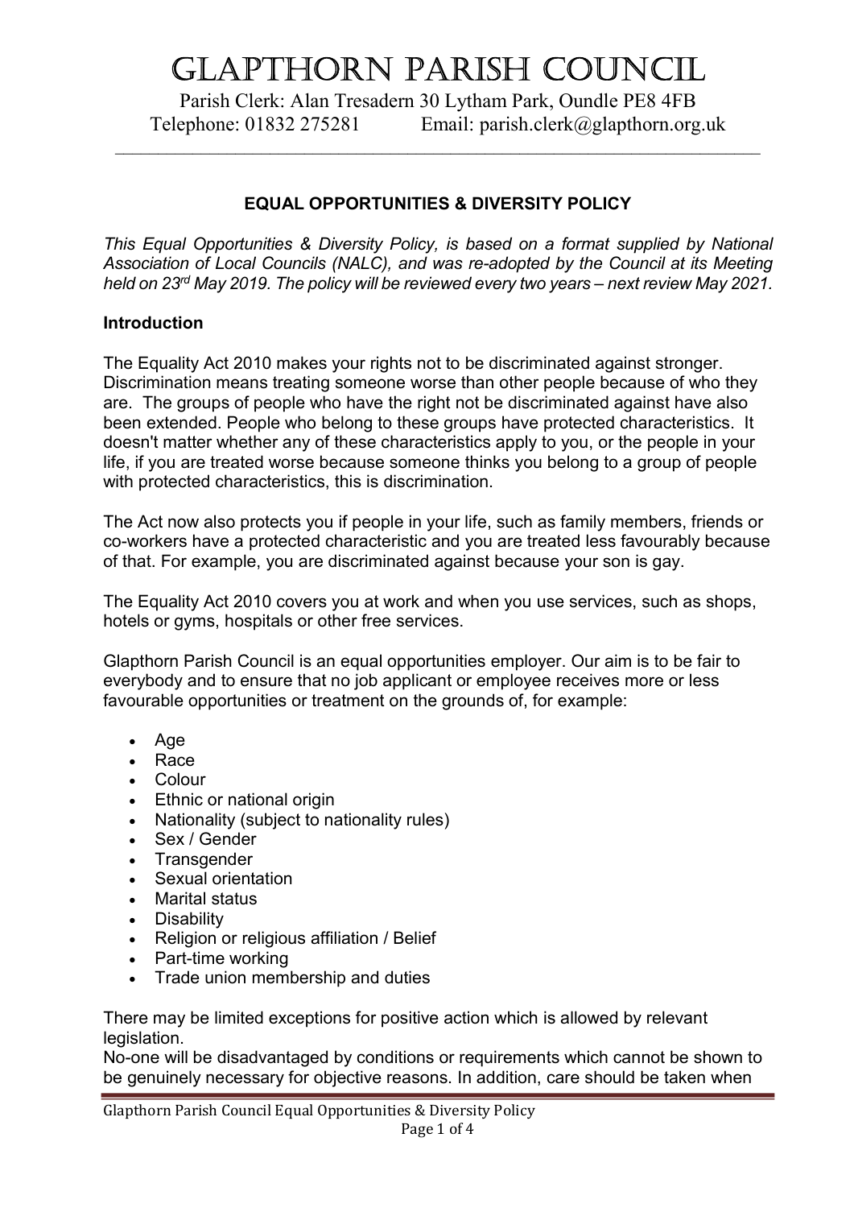# Glapthorn Parish Council

Parish Clerk: Alan Tresadern 30 Lytham Park, Oundle PE8 4FB
Telephone: 01832 275281 Email: parish.clerk@glapthorn.org.uk

## EQUAL OPPORTUNITIES & DIVERSITY POLICY

*This Equal Opportunities & Diversity Policy, is based on a format supplied by National Association of Local Councils (NALC), and was re-adopted by the Council at its Meeting held on 23rd May 2019. The policy will be reviewed every two years – next review May 2021.*

### Introduction

The Equality Act 2010 makes your rights not to be discriminated against stronger. Discrimination means treating someone worse than other people because of who they are. The groups of people who have the right not be discriminated against have also been extended. People who belong to these groups have protected characteristics. It doesn't matter whether any of these characteristics apply to you, or the people in your life, if you are treated worse because someone thinks you belong to a group of people with protected characteristics, this is discrimination.

The Act now also protects you if people in your life, such as family members, friends or co-workers have a protected characteristic and you are treated less favourably because of that. For example, you are discriminated against because your son is gay.

The Equality Act 2010 covers you at work and when you use services, such as shops, hotels or gyms, hospitals or other free services.

Glapthorn Parish Council is an equal opportunities employer. Our aim is to be fair to everybody and to ensure that no job applicant or employee receives more or less favourable opportunities or treatment on the grounds of, for example:

- Age
- Race
- Colour
- Ethnic or national origin
- Nationality (subject to nationality rules)
- Sex / Gender
- Transgender
- Sexual orientation
- Marital status
- Disability
- Religion or religious affiliation / Belief
- Part-time working
- Trade union membership and duties

There may be limited exceptions for positive action which is allowed by relevant legislation.
No-one will be disadvantaged by conditions or requirements which cannot be shown to be genuinely necessary for objective reasons. In addition, care should be taken when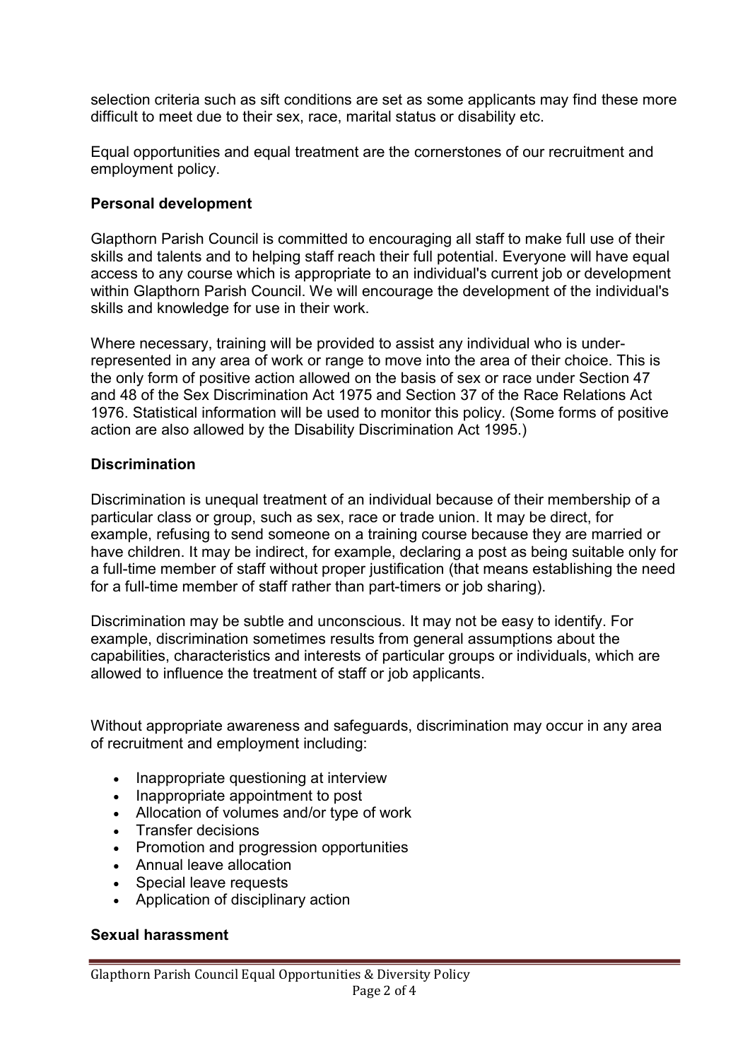selection criteria such as sift conditions are set as some applicants may find these more difficult to meet due to their sex, race, marital status or disability etc.

Equal opportunities and equal treatment are the cornerstones of our recruitment and employment policy.

**Personal development**

Glapthorn Parish Council is committed to encouraging all staff to make full use of their skills and talents and to helping staff reach their full potential. Everyone will have equal access to any course which is appropriate to an individual's current job or development within Glapthorn Parish Council. We will encourage the development of the individual's skills and knowledge for use in their work.

Where necessary, training will be provided to assist any individual who is under-represented in any area of work or range to move into the area of their choice. This is the only form of positive action allowed on the basis of sex or race under Section 47 and 48 of the Sex Discrimination Act 1975 and Section 37 of the Race Relations Act 1976. Statistical information will be used to monitor this policy. (Some forms of positive action are also allowed by the Disability Discrimination Act 1995.)

**Discrimination**

Discrimination is unequal treatment of an individual because of their membership of a particular class or group, such as sex, race or trade union. It may be direct, for example, refusing to send someone on a training course because they are married or have children. It may be indirect, for example, declaring a post as being suitable only for a full-time member of staff without proper justification (that means establishing the need for a full-time member of staff rather than part-timers or job sharing).

Discrimination may be subtle and unconscious. It may not be easy to identify. For example, discrimination sometimes results from general assumptions about the capabilities, characteristics and interests of particular groups or individuals, which are allowed to influence the treatment of staff or job applicants.

Without appropriate awareness and safeguards, discrimination may occur in any area of recruitment and employment including:

- Inappropriate questioning at interview
- Inappropriate appointment to post
- Allocation of volumes and/or type of work
- Transfer decisions
- Promotion and progression opportunities
- Annual leave allocation
- Special leave requests
- Application of disciplinary action

**Sexual harassment**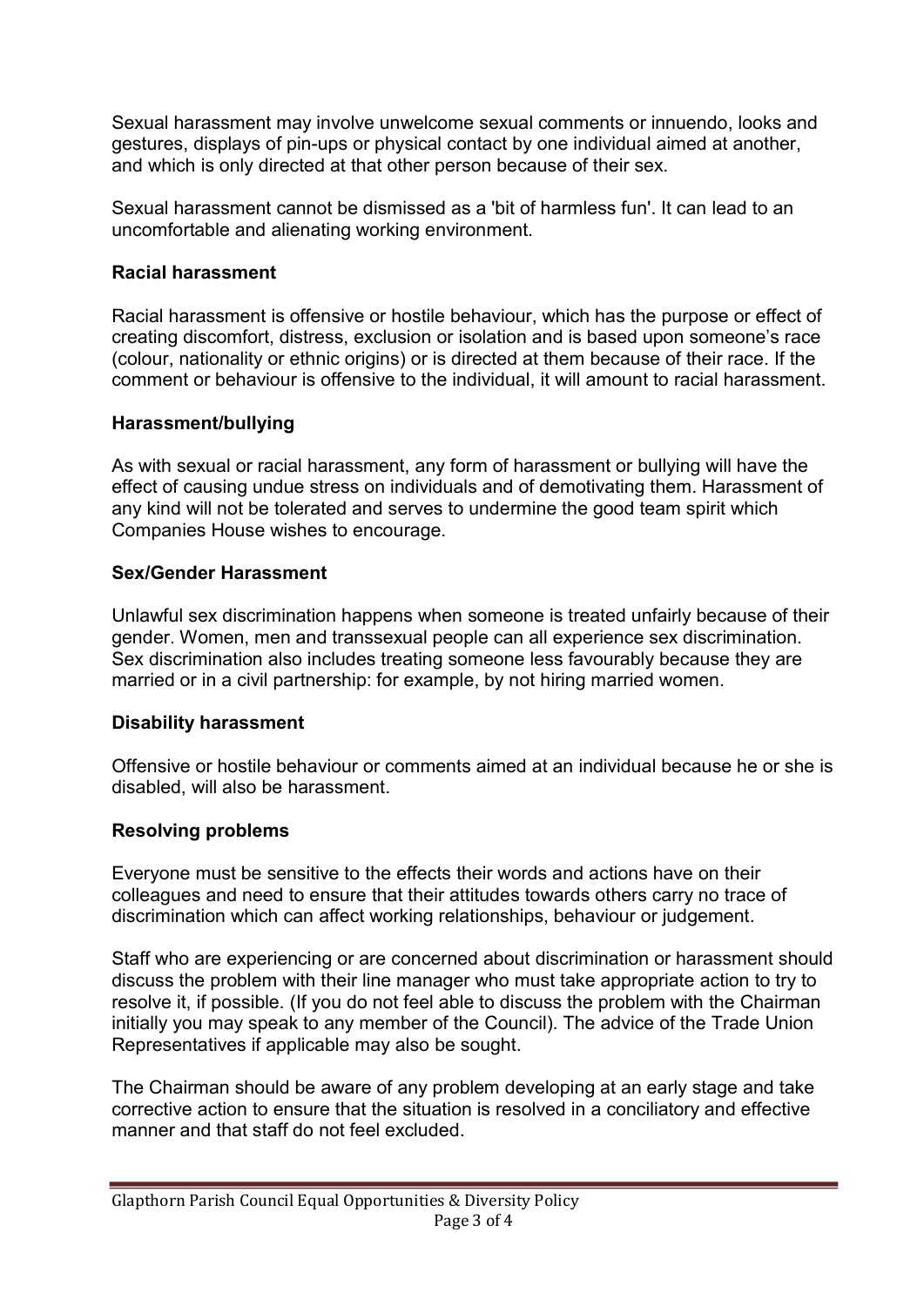Sexual harassment may involve unwelcome sexual comments or innuendo, looks and gestures, displays of pin-ups or physical contact by one individual aimed at another, and which is only directed at that other person because of their sex.

Sexual harassment cannot be dismissed as a 'bit of harmless fun'. It can lead to an uncomfortable and alienating working environment.

**Racial harassment**

Racial harassment is offensive or hostile behaviour, which has the purpose or effect of creating discomfort, distress, exclusion or isolation and is based upon someone's race (colour, nationality or ethnic origins) or is directed at them because of their race. If the comment or behaviour is offensive to the individual, it will amount to racial harassment.

**Harassment/bullying**

As with sexual or racial harassment, any form of harassment or bullying will have the effect of causing undue stress on individuals and of demotivating them. Harassment of any kind will not be tolerated and serves to undermine the good team spirit which Companies House wishes to encourage.

**Sex/Gender Harassment**

Unlawful sex discrimination happens when someone is treated unfairly because of their gender. Women, men and transsexual people can all experience sex discrimination. Sex discrimination also includes treating someone less favourably because they are married or in a civil partnership: for example, by not hiring married women.

**Disability harassment**

Offensive or hostile behaviour or comments aimed at an individual because he or she is disabled, will also be harassment.

**Resolving problems**

Everyone must be sensitive to the effects their words and actions have on their colleagues and need to ensure that their attitudes towards others carry no trace of discrimination which can affect working relationships, behaviour or judgement.

Staff who are experiencing or are concerned about discrimination or harassment should discuss the problem with their line manager who must take appropriate action to try to resolve it, if possible. (If you do not feel able to discuss the problem with the Chairman initially you may speak to any member of the Council). The advice of the Trade Union Representatives if applicable may also be sought.

The Chairman should be aware of any problem developing at an early stage and take corrective action to ensure that the situation is resolved in a conciliatory and effective manner and that staff do not feel excluded.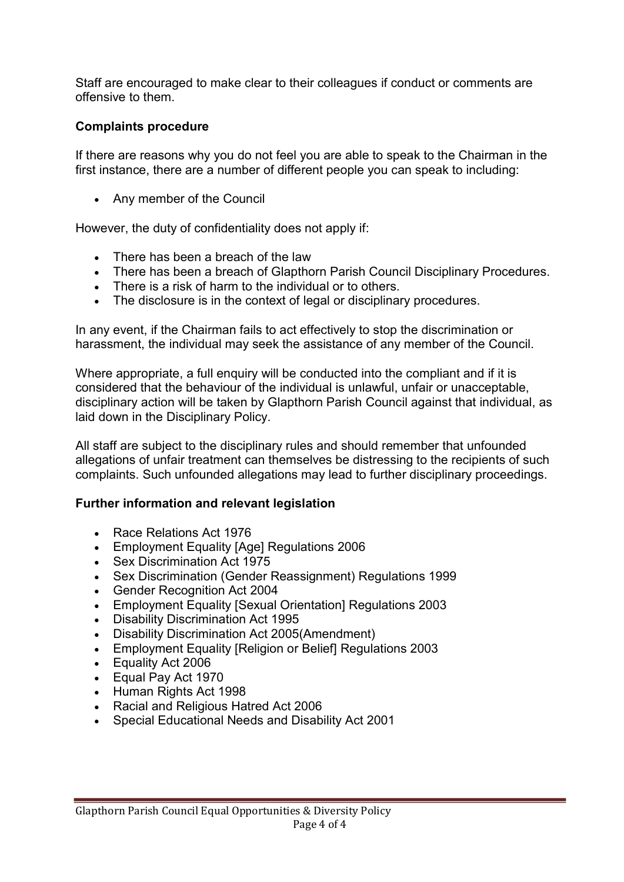Staff are encouraged to make clear to their colleagues if conduct or comments are offensive to them.

**Complaints procedure**

If there are reasons why you do not feel you are able to speak to the Chairman in the first instance, there are a number of different people you can speak to including:

- Any member of the Council

However, the duty of confidentiality does not apply if:

- There has been a breach of the law
- There has been a breach of Glapthorn Parish Council Disciplinary Procedures.
- There is a risk of harm to the individual or to others.
- The disclosure is in the context of legal or disciplinary procedures.

In any event, if the Chairman fails to act effectively to stop the discrimination or harassment, the individual may seek the assistance of any member of the Council.

Where appropriate, a full enquiry will be conducted into the compliant and if it is considered that the behaviour of the individual is unlawful, unfair or unacceptable, disciplinary action will be taken by Glapthorn Parish Council against that individual, as laid down in the Disciplinary Policy.

All staff are subject to the disciplinary rules and should remember that unfounded allegations of unfair treatment can themselves be distressing to the recipients of such complaints. Such unfounded allegations may lead to further disciplinary proceedings.

**Further information and relevant legislation**

- Race Relations Act 1976
- Employment Equality [Age] Regulations 2006
- Sex Discrimination Act 1975
- Sex Discrimination (Gender Reassignment) Regulations 1999
- Gender Recognition Act 2004
- Employment Equality [Sexual Orientation] Regulations 2003
- Disability Discrimination Act 1995
- Disability Discrimination Act 2005(Amendment)
- Employment Equality [Religion or Belief] Regulations 2003
- Equality Act 2006
- Equal Pay Act 1970
- Human Rights Act 1998
- Racial and Religious Hatred Act 2006
- Special Educational Needs and Disability Act 2001